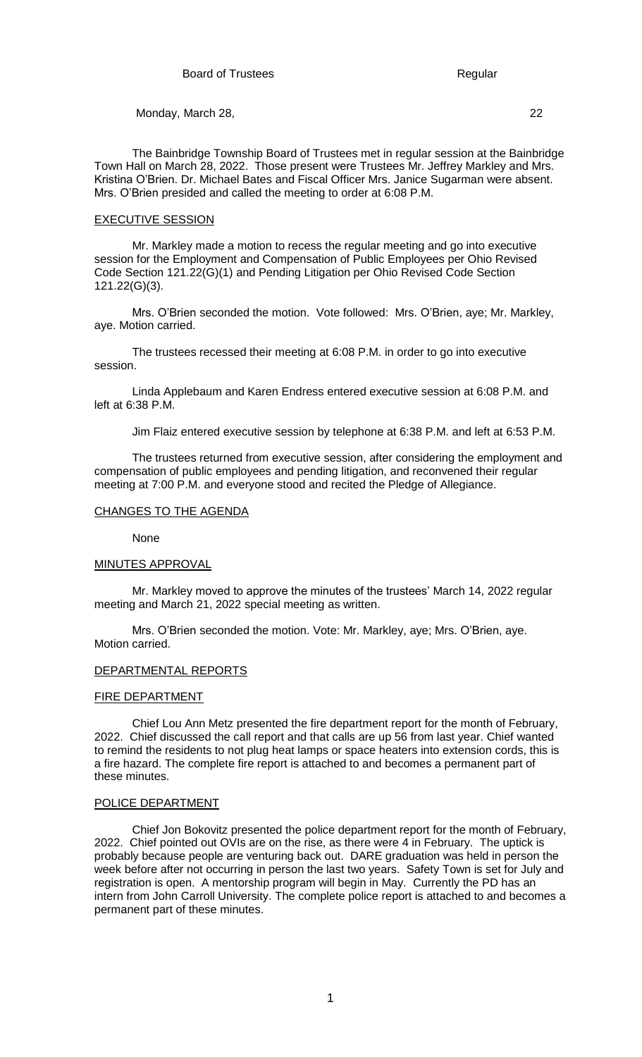Board of Trustees Regular

Monday, March 28, 22

The Bainbridge Township Board of Trustees met in regular session at the Bainbridge Town Hall on March 28, 2022. Those present were Trustees Mr. Jeffrey Markley and Mrs. Kristina O'Brien. Dr. Michael Bates and Fiscal Officer Mrs. Janice Sugarman were absent. Mrs. O'Brien presided and called the meeting to order at 6:08 P.M.

## EXECUTIVE SESSION

Mr. Markley made a motion to recess the regular meeting and go into executive session for the Employment and Compensation of Public Employees per Ohio Revised Code Section 121.22(G)(1) and Pending Litigation per Ohio Revised Code Section 121.22(G)(3).

Mrs. O'Brien seconded the motion. Vote followed: Mrs. O'Brien, aye; Mr. Markley, aye. Motion carried.

The trustees recessed their meeting at 6:08 P.M. in order to go into executive session.

Linda Applebaum and Karen Endress entered executive session at 6:08 P.M. and left at 6:38 P.M.

Jim Flaiz entered executive session by telephone at 6:38 P.M. and left at 6:53 P.M.

The trustees returned from executive session, after considering the employment and compensation of public employees and pending litigation, and reconvened their regular meeting at 7:00 P.M. and everyone stood and recited the Pledge of Allegiance.

## CHANGES TO THE AGENDA

None

## MINUTES APPROVAL

Mr. Markley moved to approve the minutes of the trustees' March 14, 2022 regular meeting and March 21, 2022 special meeting as written.

Mrs. O'Brien seconded the motion. Vote: Mr. Markley, aye; Mrs. O'Brien, aye. Motion carried.

## DEPARTMENTAL REPORTS

### FIRE DEPARTMENT

Chief Lou Ann Metz presented the fire department report for the month of February, 2022. Chief discussed the call report and that calls are up 56 from last year. Chief wanted to remind the residents to not plug heat lamps or space heaters into extension cords, this is a fire hazard. The complete fire report is attached to and becomes a permanent part of these minutes.

### POLICE DEPARTMENT

Chief Jon Bokovitz presented the police department report for the month of February, 2022. Chief pointed out OVIs are on the rise, as there were 4 in February. The uptick is probably because people are venturing back out. DARE graduation was held in person the week before after not occurring in person the last two years. Safety Town is set for July and registration is open. A mentorship program will begin in May. Currently the PD has an intern from John Carroll University. The complete police report is attached to and becomes a permanent part of these minutes.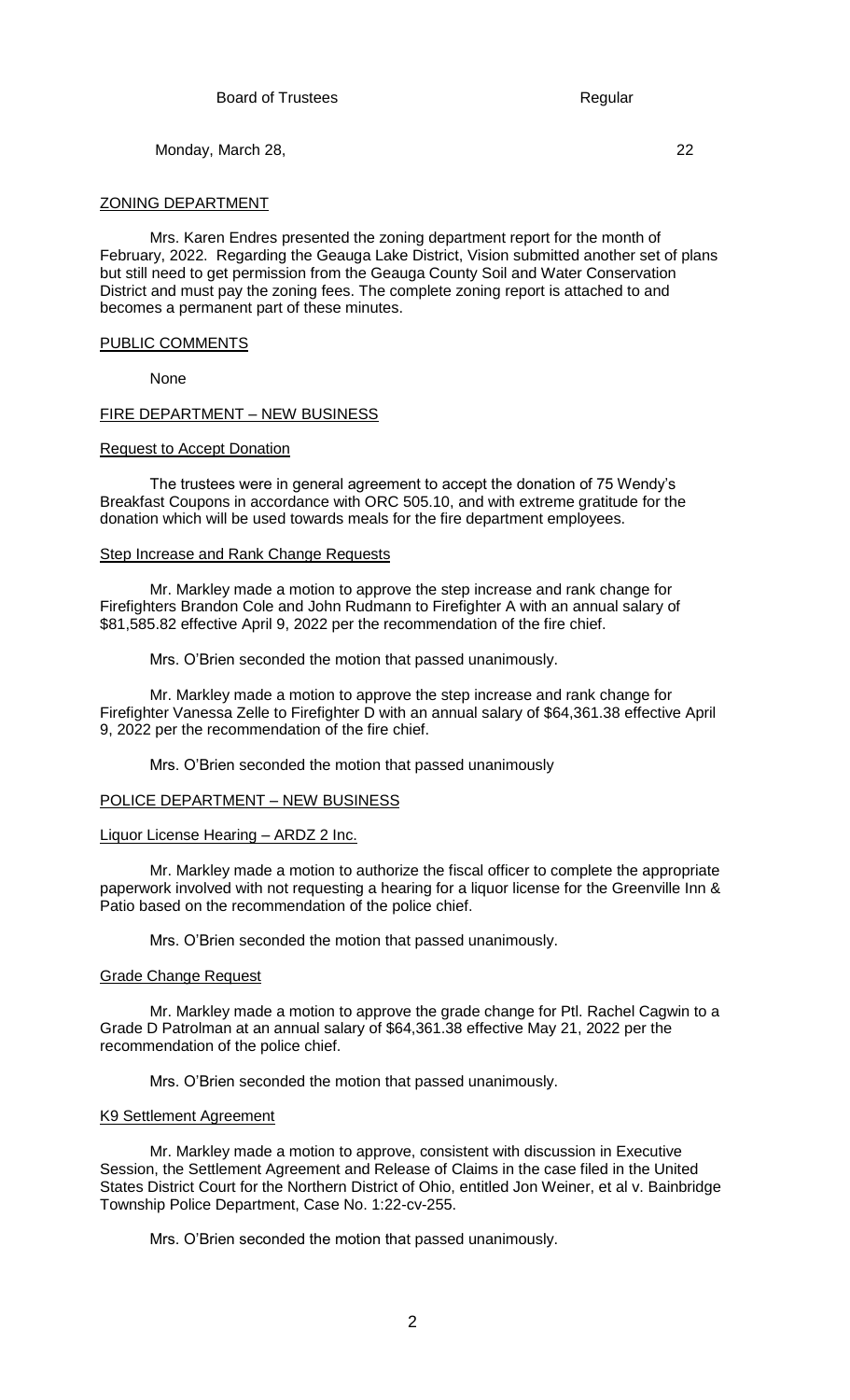## ZONING DEPARTMENT

Mrs. Karen Endres presented the zoning department report for the month of February, 2022. Regarding the Geauga Lake District, Vision submitted another set of plans but still need to get permission from the Geauga County Soil and Water Conservation District and must pay the zoning fees. The complete zoning report is attached to and becomes a permanent part of these minutes.

## PUBLIC COMMENTS

None

## FIRE DEPARTMENT – NEW BUSINESS

### Request to Accept Donation

The trustees were in general agreement to accept the donation of 75 Wendy's Breakfast Coupons in accordance with ORC 505.10, and with extreme gratitude for the donation which will be used towards meals for the fire department employees.

### Step Increase and Rank Change Requests

Mr. Markley made a motion to approve the step increase and rank change for Firefighters Brandon Cole and John Rudmann to Firefighter A with an annual salary of $81,585.82 effective April 9, 2022 per the recommendation of the fire chief.

Mrs. O'Brien seconded the motion that passed unanimously.

Mr. Markley made a motion to approve the step increase and rank change for Firefighter Vanessa Zelle to Firefighter D with an annual salary of $64,361.38 effective April 9, 2022 per the recommendation of the fire chief.

Mrs. O'Brien seconded the motion that passed unanimously

## POLICE DEPARTMENT – NEW BUSINESS

### Liquor License Hearing – ARDZ 2 Inc.

Mr. Markley made a motion to authorize the fiscal officer to complete the appropriate paperwork involved with not requesting a hearing for a liquor license for the Greenville Inn & Patio based on the recommendation of the police chief.

Mrs. O'Brien seconded the motion that passed unanimously.

### Grade Change Request

Mr. Markley made a motion to approve the grade change for Ptl. Rachel Cagwin to a Grade D Patrolman at an annual salary of $64,361.38 effective May 21, 2022 per the recommendation of the police chief.

Mrs. O'Brien seconded the motion that passed unanimously.

### K9 Settlement Agreement

Mr. Markley made a motion to approve, consistent with discussion in Executive Session, the Settlement Agreement and Release of Claims in the case filed in the United States District Court for the Northern District of Ohio, entitled Jon Weiner, et al v. Bainbridge Township Police Department, Case No. 1:22-cv-255.

Mrs. O'Brien seconded the motion that passed unanimously.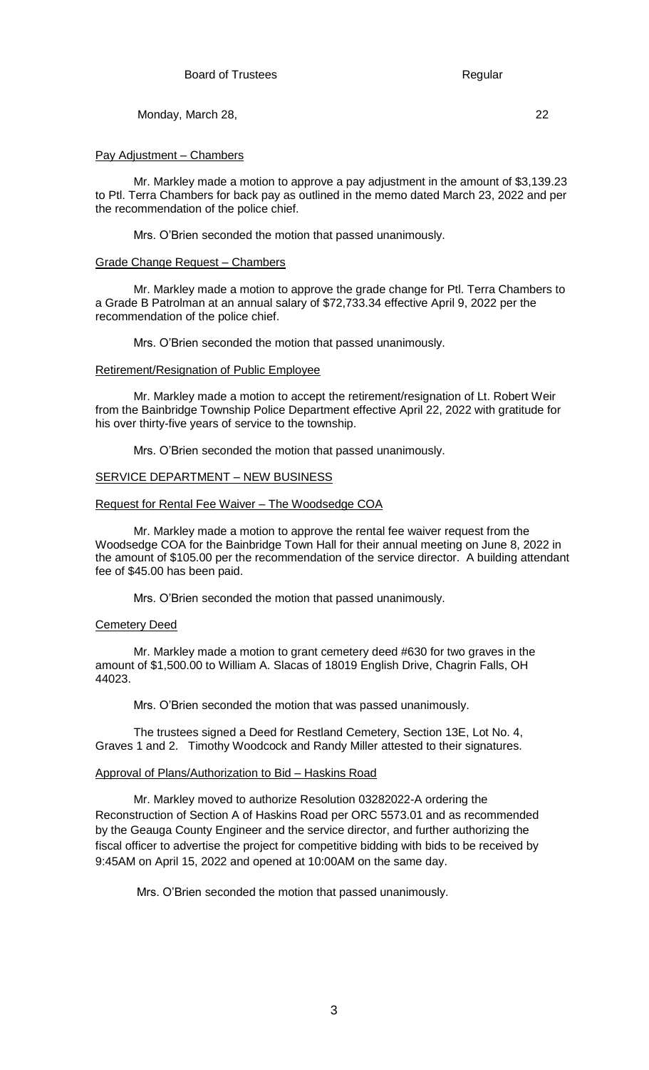## Pay Adjustment – Chambers

Mr. Markley made a motion to approve a pay adjustment in the amount of $3,139.23 to Ptl. Terra Chambers for back pay as outlined in the memo dated March 23, 2022 and per the recommendation of the police chief.

Mrs. O'Brien seconded the motion that passed unanimously.

## Grade Change Request – Chambers

Mr. Markley made a motion to approve the grade change for Ptl. Terra Chambers to a Grade B Patrolman at an annual salary of $72,733.34 effective April 9, 2022 per the recommendation of the police chief.

Mrs. O'Brien seconded the motion that passed unanimously.

## Retirement/Resignation of Public Employee

Mr. Markley made a motion to accept the retirement/resignation of Lt. Robert Weir from the Bainbridge Township Police Department effective April 22, 2022 with gratitude for his over thirty-five years of service to the township.

Mrs. O'Brien seconded the motion that passed unanimously.

## SERVICE DEPARTMENT – NEW BUSINESS

## Request for Rental Fee Waiver – The Woodsedge COA

Mr. Markley made a motion to approve the rental fee waiver request from the Woodsedge COA for the Bainbridge Town Hall for their annual meeting on June 8, 2022 in the amount of $105.00 per the recommendation of the service director. A building attendant fee of $45.00 has been paid.

Mrs. O'Brien seconded the motion that passed unanimously.

## Cemetery Deed

Mr. Markley made a motion to grant cemetery deed #630 for two graves in the amount of $1,500.00 to William A. Slacas of 18019 English Drive, Chagrin Falls, OH 44023.

Mrs. O'Brien seconded the motion that was passed unanimously.

The trustees signed a Deed for Restland Cemetery, Section 13E, Lot No. 4, Graves 1 and 2. Timothy Woodcock and Randy Miller attested to their signatures.

## Approval of Plans/Authorization to Bid – Haskins Road

Mr. Markley moved to authorize Resolution 03282022-A ordering the Reconstruction of Section A of Haskins Road per ORC 5573.01 and as recommended by the Geauga County Engineer and the service director, and further authorizing the fiscal officer to advertise the project for competitive bidding with bids to be received by 9:45AM on April 15, 2022 and opened at 10:00AM on the same day.

Mrs. O'Brien seconded the motion that passed unanimously.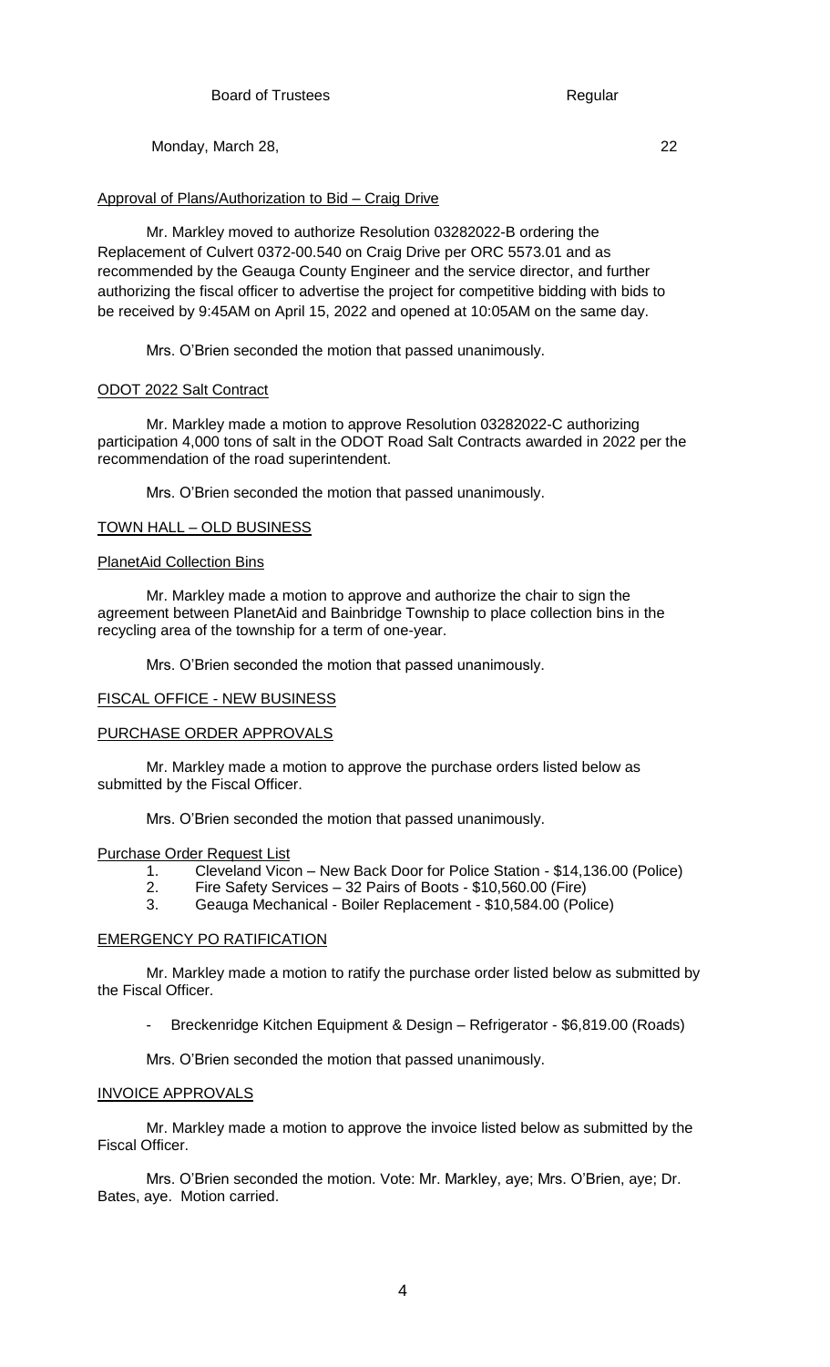Approval of Plans/Authorization to Bid – Craig Drive

Mr. Markley moved to authorize Resolution 03282022-B ordering the Replacement of Culvert 0372-00.540 on Craig Drive per ORC 5573.01 and as recommended by the Geauga County Engineer and the service director, and further authorizing the fiscal officer to advertise the project for competitive bidding with bids to be received by 9:45AM on April 15, 2022 and opened at 10:05AM on the same day.

Mrs. O'Brien seconded the motion that passed unanimously.

ODOT 2022 Salt Contract

Mr. Markley made a motion to approve Resolution 03282022-C authorizing participation 4,000 tons of salt in the ODOT Road Salt Contracts awarded in 2022 per the recommendation of the road superintendent.

Mrs. O'Brien seconded the motion that passed unanimously.

TOWN HALL – OLD BUSINESS

PlanetAid Collection Bins

Mr. Markley made a motion to approve and authorize the chair to sign the agreement between PlanetAid and Bainbridge Township to place collection bins in the recycling area of the township for a term of one-year.

Mrs. O'Brien seconded the motion that passed unanimously.

FISCAL OFFICE - NEW BUSINESS

PURCHASE ORDER APPROVALS

Mr. Markley made a motion to approve the purchase orders listed below as submitted by the Fiscal Officer.

Mrs. O'Brien seconded the motion that passed unanimously.

Purchase Order Request List

1. Cleveland Vicon – New Back Door for Police Station - $14,136.00 (Police)
2. Fire Safety Services – 32 Pairs of Boots - $10,560.00 (Fire)
3. Geauga Mechanical - Boiler Replacement - $10,584.00 (Police)

EMERGENCY PO RATIFICATION

Mr. Markley made a motion to ratify the purchase order listed below as submitted by the Fiscal Officer.

- Breckenridge Kitchen Equipment & Design – Refrigerator - $6,819.00 (Roads)

Mrs. O'Brien seconded the motion that passed unanimously.

INVOICE APPROVALS

Mr. Markley made a motion to approve the invoice listed below as submitted by the Fiscal Officer.

Mrs. O'Brien seconded the motion. Vote: Mr. Markley, aye; Mrs. O'Brien, aye; Dr. Bates, aye. Motion carried.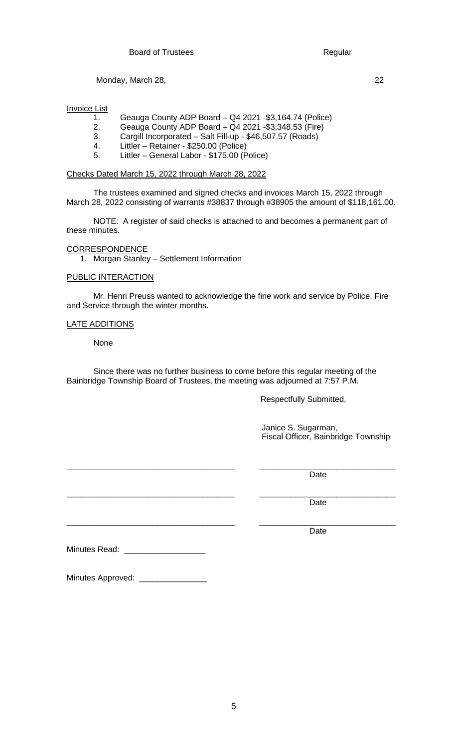Invoice List

1. Geauga County ADP Board – Q4 2021 -$3,164.74 (Police)
2. Geauga County ADP Board – Q4 2021 -$3,348.53 (Fire)
3. Cargill Incorporated – Salt Fill-up - $46,507.57 (Roads)
4. Littler – Retainer - $250.00 (Police)
5. Littler – General Labor - $175.00 (Police)

Checks Dated March 15, 2022 through March 28, 2022

The trustees examined and signed checks and invoices March 15, 2022 through March 28, 2022 consisting of warrants #38837 through #38905 the amount of $118,161.00.

NOTE: A register of said checks is attached to and becomes a permanent part of these minutes.

CORRESPONDENCE

1. Morgan Stanley – Settlement Information

PUBLIC INTERACTION

Mr. Henri Preuss wanted to acknowledge the fine work and service by Police, Fire and Service through the winter months.

LATE ADDITIONS

None

Since there was no further business to come before this regular meeting of the Bainbridge Township Board of Trustees, the meeting was adjourned at 7:57 P.M.

Respectfully Submitted,

Janice S. Sugarman,
Fiscal Officer, Bainbridge Township

_____________________________________ Date

_____________________________________ Date

_____________________________________ Date

Minutes Read: __________________

Minutes Approved: _______________